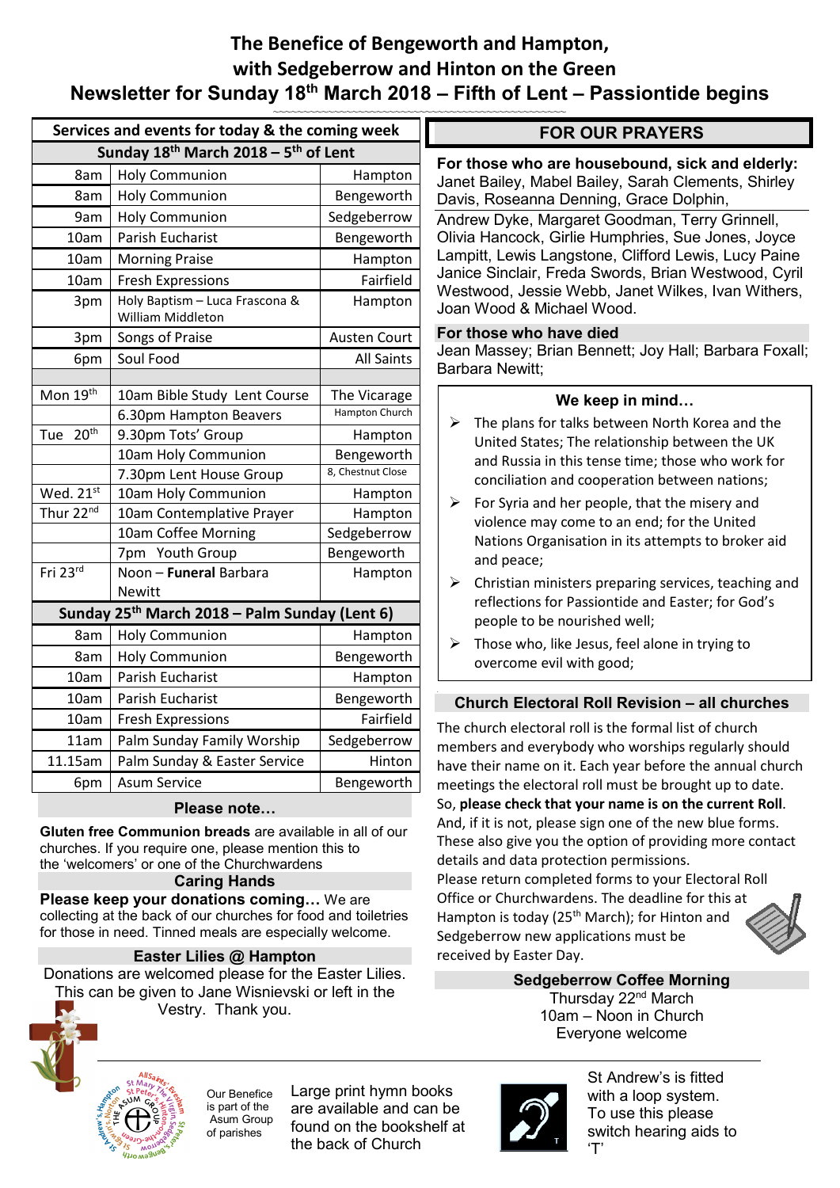# The Benefice of Bengeworth and Hampton, with Sedgeberrow and Hinton on the Green

## Newsletter for Sunday 18th March 2018 – Fifth of Lent – Passiontide begins

| Services and events for today & the coming week | | |
|---|---|---|
| **Sunday 18th March 2018 – 5th of Lent** | | |
| 8am | Holy Communion | Hampton |
| 8am | Holy Communion | Bengeworth |
| 9am | Holy Communion | Sedgeberrow |
| 10am | Parish Eucharist | Bengeworth |
| 10am | Morning Praise | Hampton |
| 10am | Fresh Expressions | Fairfield |
| 3pm | Holy Baptism – Luca Frascona & William Middleton | Hampton |
| 3pm | Songs of Praise | Austen Court |
| 6pm | Soul Food | All Saints |
| | | |
| Mon 19th | 10am Bible Study Lent Course | The Vicarage |
| | 6.30pm Hampton Beavers | Hampton Church |
| Tue 20th | 9.30pm Tots' Group | Hampton |
| | 10am Holy Communion | Bengeworth |
| | 7.30pm Lent House Group | 8, Chestnut Close |
| Wed. 21st | 10am Holy Communion | Hampton |
| Thur 22nd | 10am Contemplative Prayer | Hampton |
| | 10am Coffee Morning | Sedgeberrow |
| | 7pm Youth Group | Bengeworth |
| Fri 23rd | Noon – **Funeral** Barbara Newitt | Hampton |
| **Sunday 25th March 2018 – Palm Sunday (Lent 6)** | | |
| 8am | Holy Communion | Hampton |
| 8am | Holy Communion | Bengeworth |
| 10am | Parish Eucharist | Hampton |
| 10am | Parish Eucharist | Bengeworth |
| 10am | Fresh Expressions | Fairfield |
| 11am | Palm Sunday Family Worship | Sedgeberrow |
| 11.15am | Palm Sunday & Easter Service | Hinton |
| 6pm | Asum Service | Bengeworth |

### Please note…

**Gluten free Communion breads** are available in all of our churches. If you require one, please mention this to the 'welcomers' or one of the Churchwardens

### Caring Hands

**Please keep your donations coming…** We are collecting at the back of our churches for food and toiletries for those in need. Tinned meals are especially welcome.

### Easter Lilies @ Hampton

Donations are welcomed please for the Easter Lilies. This can be given to Jane Wisnievski or left in the Vestry. Thank you.

## FOR OUR PRAYERS

**For those who are housebound, sick and elderly:**
Janet Bailey, Mabel Bailey, Sarah Clements, Shirley Davis, Roseanna Denning, Grace Dolphin, Andrew Dyke, Margaret Goodman, Terry Grinnell, Olivia Hancock, Girlie Humphries, Sue Jones, Joyce Lampitt, Lewis Langstone, Clifford Lewis, Lucy Paine Janice Sinclair, Freda Swords, Brian Westwood, Cyril Westwood, Jessie Webb, Janet Wilkes, Ivan Withers, Joan Wood & Michael Wood.

**For those who have died**
Jean Massey; Brian Bennett; Joy Hall; Barbara Foxall; Barbara Newitt;

### We keep in mind…

- The plans for talks between North Korea and the United States; The relationship between the UK and Russia in this tense time; those who work for conciliation and cooperation between nations;
- For Syria and her people, that the misery and violence may come to an end; for the United Nations Organisation in its attempts to broker aid and peace;
- Christian ministers preparing services, teaching and reflections for Passiontide and Easter; for God's people to be nourished well;
- Those who, like Jesus, feel alone in trying to overcome evil with good;

### Church Electoral Roll Revision – all churches

The church electoral roll is the formal list of church members and everybody who worships regularly should have their name on it. Each year before the annual church meetings the electoral roll must be brought up to date. So, **please check that your name is on the current Roll**. And, if it is not, please sign one of the new blue forms. These also give you the option of providing more contact details and data protection permissions.
Please return completed forms to your Electoral Roll Office or Churchwardens. The deadline for this at Hampton is today (25th March); for Hinton and Sedgeberrow new applications must be received by Easter Day.

### Sedgeberrow Coffee Morning

Thursday 22nd March
10am – Noon in Church
Everyone welcome

Our Benefice is part of the Asum Group of parishes

Large print hymn books are available and can be found on the bookshelf at the back of Church

St Andrew's is fitted with a loop system. To use this please switch hearing aids to 'T'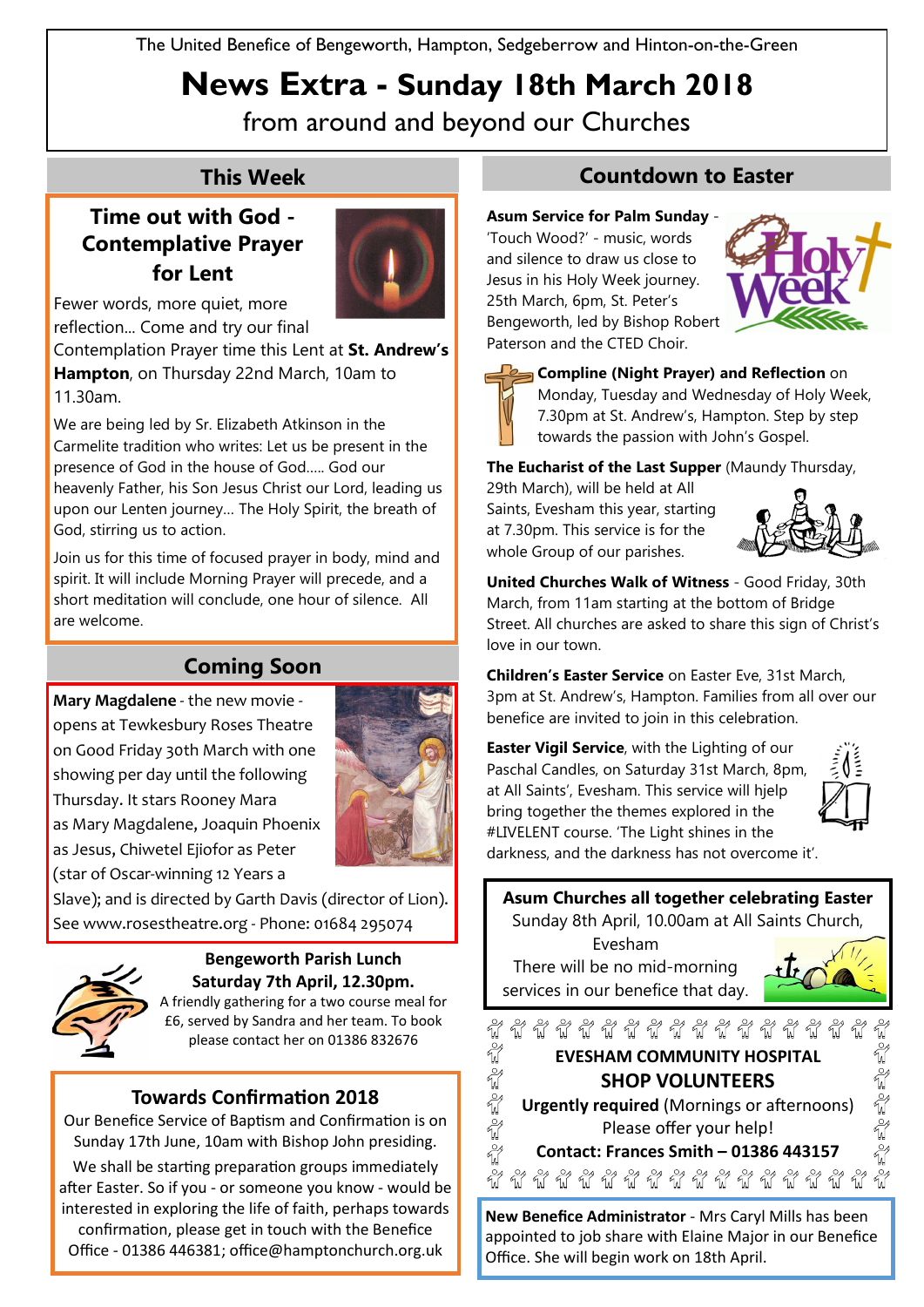The United Benefice of Bengeworth, Hampton, Sedgeberrow and Hinton-on-the-Green

# News Extra - Sunday 18th March 2018

from around and beyond our Churches

## This Week

### Time out with God - Contemplative Prayer for Lent

Fewer words, more quiet, more reflection... Come and try our final Contemplation Prayer time this Lent at **St. Andrew's Hampton**, on Thursday 22nd March, 10am to 11.30am.

We are being led by Sr. Elizabeth Atkinson in the Carmelite tradition who writes: Let us be present in the presence of God in the house of God..... God our heavenly Father, his Son Jesus Christ our Lord, leading us upon our Lenten journey... The Holy Spirit, the breath of God, stirring us to action.

Join us for this time of focused prayer in body, mind and spirit. It will include Morning Prayer will precede, and a short meditation will conclude, one hour of silence. All are welcome.

## Coming Soon

**Mary Magdalene** - the new movie - opens at Tewkesbury Roses Theatre on Good Friday 30th March with one showing per day until the following Thursday. It stars Rooney Mara as Mary Magdalene, Joaquin Phoenix as Jesus, Chiwetel Ejiofor as Peter (star of Oscar-winning 12 Years a Slave); and is directed by Garth Davis (director of Lion). See www.rosestheatre.org - Phone: 01684 295074

**Bengeworth Parish Lunch**
**Saturday 7th April, 12.30pm.**
A friendly gathering for a two course meal for £6, served by Sandra and her team. To book please contact her on 01386 832676

### Towards Confirmation 2018

Our Benefice Service of Baptism and Confirmation is on Sunday 17th June, 10am with Bishop John presiding.

We shall be starting preparation groups immediately after Easter. So if you - or someone you know - would be interested in exploring the life of faith, perhaps towards confirmation, please get in touch with the Benefice Office - 01386 446381; office@hamptonchurch.org.uk

## Countdown to Easter

**Asum Service for Palm Sunday** - 'Touch Wood?' - music, words and silence to draw us close to Jesus in his Holy Week journey. 25th March, 6pm, St. Peter's Bengeworth, led by Bishop Robert Paterson and the CTED Choir.

**Compline (Night Prayer) and Reflection** on Monday, Tuesday and Wednesday of Holy Week, 7.30pm at St. Andrew's, Hampton. Step by step towards the passion with John's Gospel.

**The Eucharist of the Last Supper** (Maundy Thursday, 29th March), will be held at All Saints, Evesham this year, starting at 7.30pm. This service is for the whole Group of our parishes.

**United Churches Walk of Witness** - Good Friday, 30th March, from 11am starting at the bottom of Bridge Street. All churches are asked to share this sign of Christ's love in our town.

**Children's Easter Service** on Easter Eve, 31st March, 3pm at St. Andrew's, Hampton. Families from all over our benefice are invited to join in this celebration.

**Easter Vigil Service**, with the Lighting of our Paschal Candles, on Saturday 31st March, 8pm, at All Saints', Evesham. This service will hjelp bring together the themes explored in the #LIVELENT course. 'The Light shines in the darkness, and the darkness has not overcome it'.

**Asum Churches all together celebrating Easter**
Sunday 8th April, 10.00am at All Saints Church, Evesham
There will be no mid-morning services in our benefice that day.

**EVESHAM COMMUNITY HOSPITAL**
**SHOP VOLUNTEERS**
**Urgently required** (Mornings or afternoons)
Please offer your help!
**Contact: Frances Smith – 01386 443157**

**New Benefice Administrator** - Mrs Caryl Mills has been appointed to job share with Elaine Major in our Benefice Office. She will begin work on 18th April.